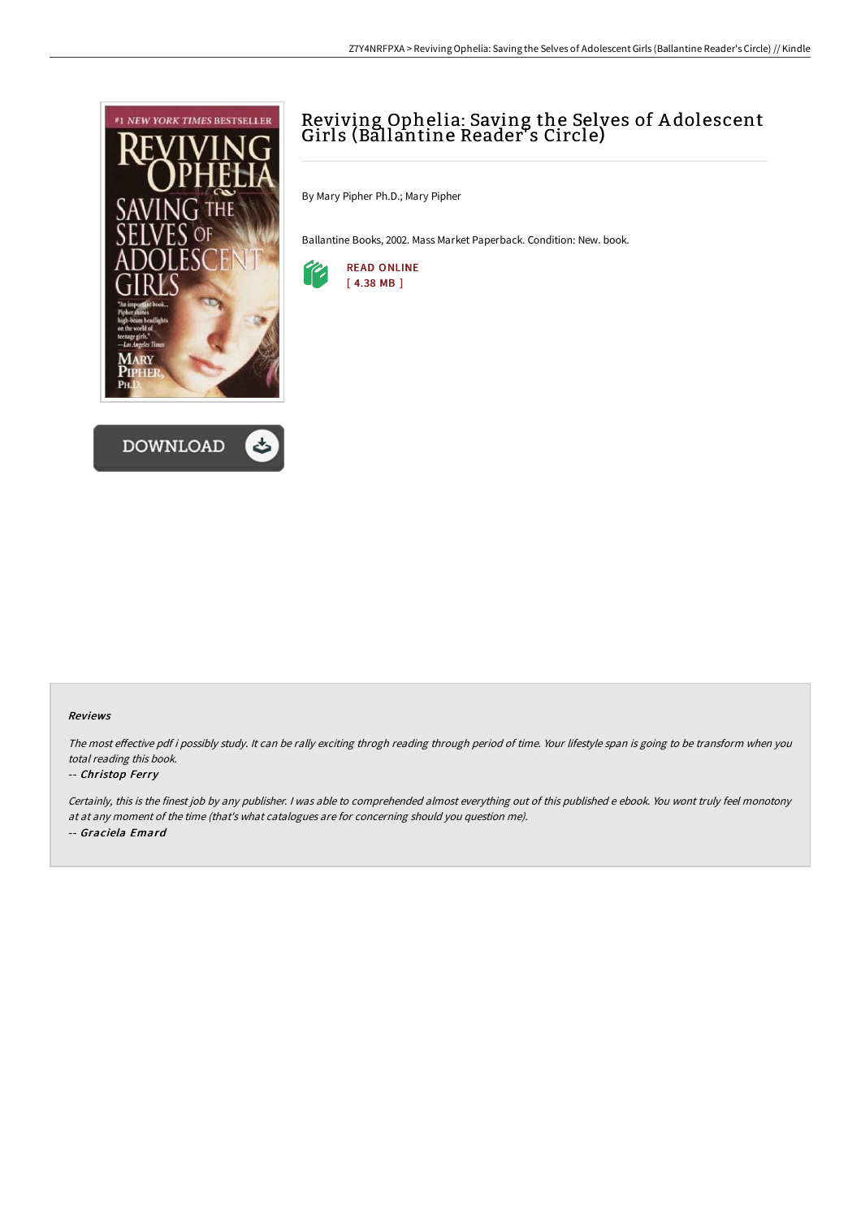# Reviving Ophelia: Saving the Selves of Adolescent Girls (Ballantine Reader's Circle)

By Mary Pipher Ph.D.; Mary Pipher

Ballantine Books, 2002. Mass Market Paperback. Condition: New. book.

READ ONLINE
[ 4.38 MB ]

DOWNLOAD

### Reviews

*The most effective pdf i possibly study. It can be rally exciting throgh reading through period of time. Your lifestyle span is going to be transform when you total reading this book.*

*-- Christop Ferry*

*Certainly, this is the finest job by any publisher. I was able to comprehended almost everything out of this published e ebook. You wont truly feel monotony at at any moment of the time (that's what catalogues are for concerning should you question me).*

*-- Graciela Emard*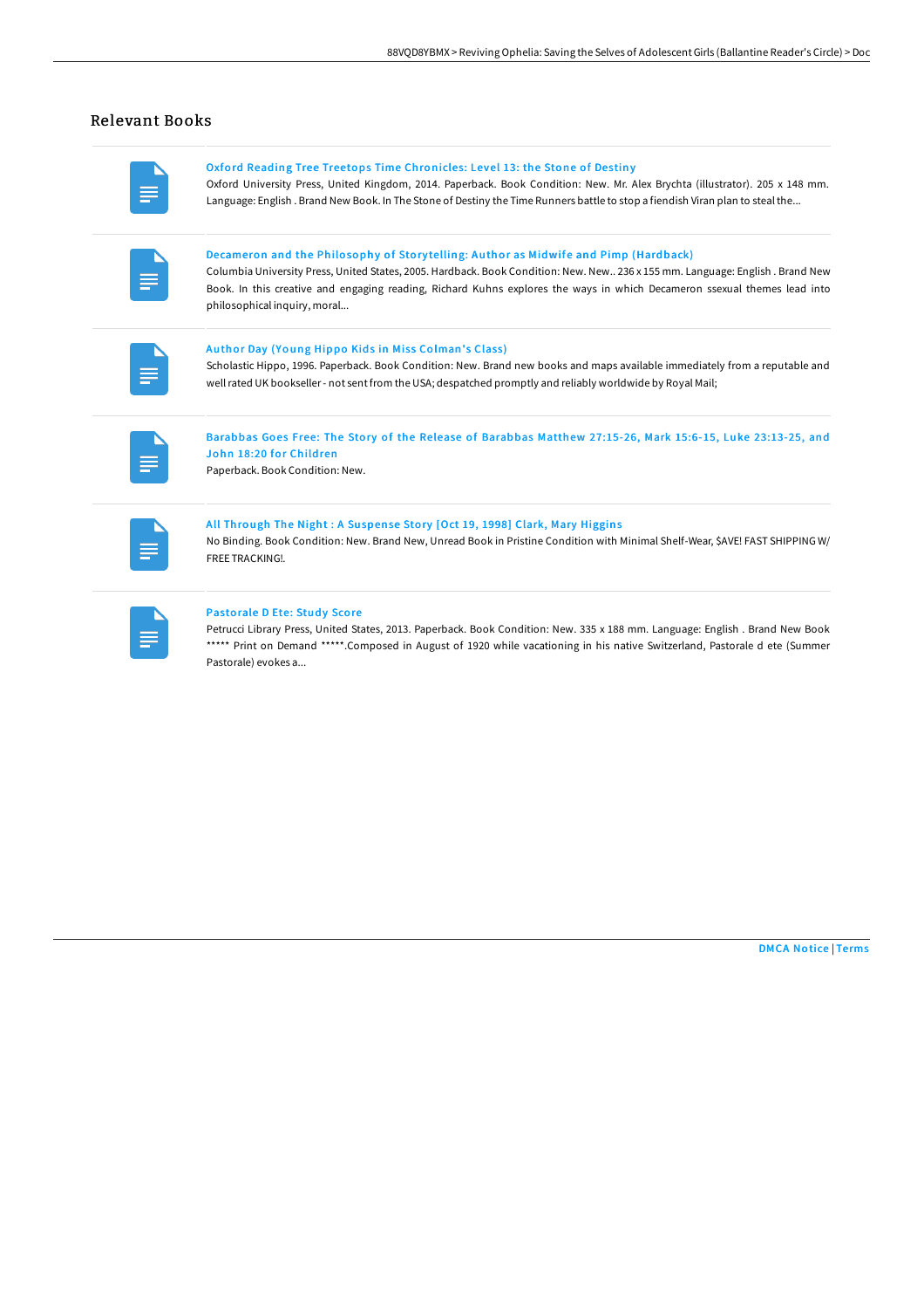## Relevant Books

**Oxford Reading Tree Treetops Time Chronicles: Level 13: the Stone of Destiny**

Oxford University Press, United Kingdom, 2014. Paperback. Book Condition: New. Mr. Alex Brychta (illustrator). 205 x 148 mm. Language: English . Brand New Book. In The Stone of Destiny the Time Runners battle to stop a fiendish Viran plan to steal the...

**Decameron and the Philosophy of Storytelling: Author as Midwife and Pimp (Hardback)**

Columbia University Press, United States, 2005. Hardback. Book Condition: New. New.. 236 x 155 mm. Language: English . Brand New Book. In this creative and engaging reading, Richard Kuhns explores the ways in which Decameron ssexual themes lead into philosophical inquiry, moral...

**Author Day (Young Hippo Kids in Miss Colman's Class)**

Scholastic Hippo, 1996. Paperback. Book Condition: New. Brand new books and maps available immediately from a reputable and well rated UK bookseller - not sent from the USA; despatched promptly and reliably worldwide by Royal Mail;

**Barabbas Goes Free: The Story of the Release of Barabbas Matthew 27:15-26, Mark 15:6-15, Luke 23:13-25, and John 18:20 for Children**

Paperback. Book Condition: New.

**All Through The Night : A Suspense Story [Oct 19, 1998] Clark, Mary Higgins**

No Binding. Book Condition: New. Brand New, Unread Book in Pristine Condition with Minimal Shelf-Wear, $AVE! FAST SHIPPING W/ FREE TRACKING!.

**Pastorale D Ete: Study Score**

Petrucci Library Press, United States, 2013. Paperback. Book Condition: New. 335 x 188 mm. Language: English . Brand New Book ***** Print on Demand *****.Composed in August of 1920 while vacationing in his native Switzerland, Pastorale d ete (Summer Pastorale) evokes a...